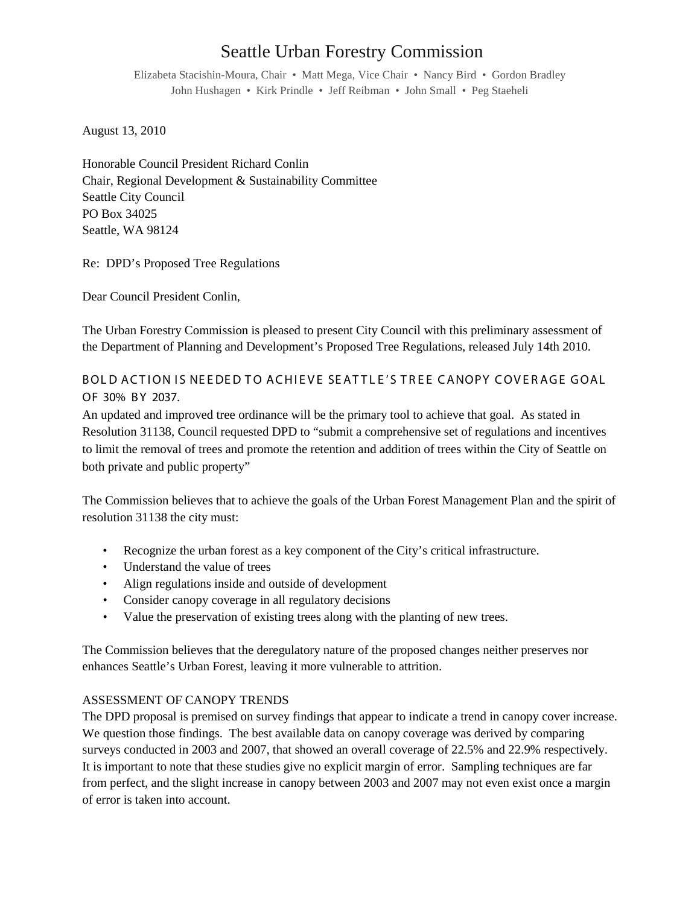# Seattle Urban Forestry Commission

Elizabeta Stacishin-Moura, Chair • Matt Mega, Vice Chair • Nancy Bird • Gordon Bradley
John Hushagen • Kirk Prindle • Jeff Reibman • John Small • Peg Staeheli

August 13, 2010

Honorable Council President Richard Conlin
Chair, Regional Development & Sustainability Committee
Seattle City Council
PO Box 34025
Seattle, WA 98124

Re: DPD's Proposed Tree Regulations

Dear Council President Conlin,

The Urban Forestry Commission is pleased to present City Council with this preliminary assessment of the Department of Planning and Development's Proposed Tree Regulations, released July 14th 2010.

## BOLD ACTION IS NEEDED TO ACHIEVE SEATTLE'S TREE CANOPY COVERAGE GOAL OF 30% BY 2037.

An updated and improved tree ordinance will be the primary tool to achieve that goal. As stated in Resolution 31138, Council requested DPD to "submit a comprehensive set of regulations and incentives to limit the removal of trees and promote the retention and addition of trees within the City of Seattle on both private and public property"

The Commission believes that to achieve the goals of the Urban Forest Management Plan and the spirit of resolution 31138 the city must:

- Recognize the urban forest as a key component of the City's critical infrastructure.
- Understand the value of trees
- Align regulations inside and outside of development
- Consider canopy coverage in all regulatory decisions
- Value the preservation of existing trees along with the planting of new trees.

The Commission believes that the deregulatory nature of the proposed changes neither preserves nor enhances Seattle's Urban Forest, leaving it more vulnerable to attrition.

## ASSESSMENT OF CANOPY TRENDS

The DPD proposal is premised on survey findings that appear to indicate a trend in canopy cover increase. We question those findings. The best available data on canopy coverage was derived by comparing surveys conducted in 2003 and 2007, that showed an overall coverage of 22.5% and 22.9% respectively. It is important to note that these studies give no explicit margin of error. Sampling techniques are far from perfect, and the slight increase in canopy between 2003 and 2007 may not even exist once a margin of error is taken into account.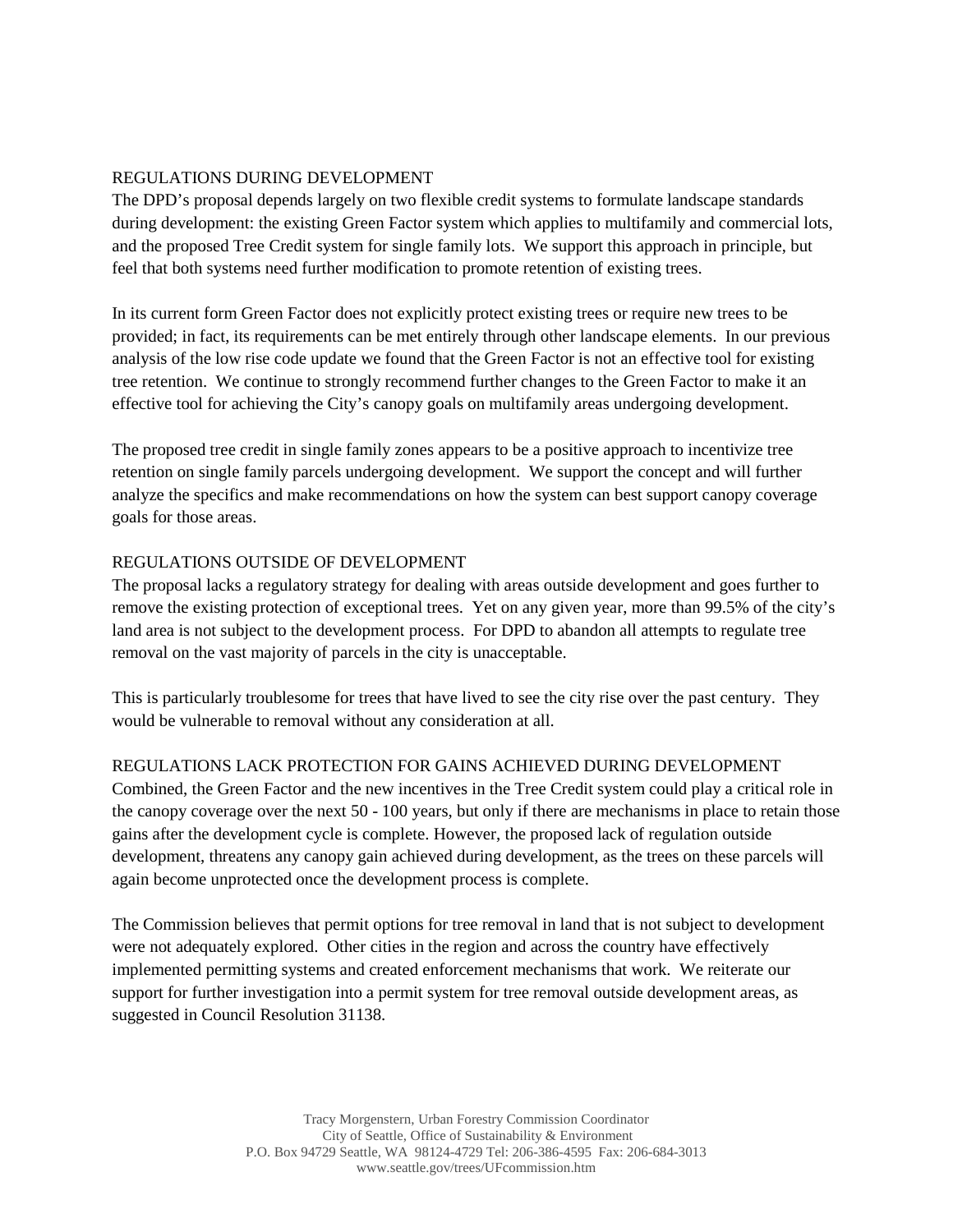## REGULATIONS DURING DEVELOPMENT

The DPD's proposal depends largely on two flexible credit systems to formulate landscape standards during development: the existing Green Factor system which applies to multifamily and commercial lots, and the proposed Tree Credit system for single family lots. We support this approach in principle, but feel that both systems need further modification to promote retention of existing trees.

In its current form Green Factor does not explicitly protect existing trees or require new trees to be provided; in fact, its requirements can be met entirely through other landscape elements. In our previous analysis of the low rise code update we found that the Green Factor is not an effective tool for existing tree retention. We continue to strongly recommend further changes to the Green Factor to make it an effective tool for achieving the City's canopy goals on multifamily areas undergoing development.

The proposed tree credit in single family zones appears to be a positive approach to incentivize tree retention on single family parcels undergoing development. We support the concept and will further analyze the specifics and make recommendations on how the system can best support canopy coverage goals for those areas.

## REGULATIONS OUTSIDE OF DEVELOPMENT

The proposal lacks a regulatory strategy for dealing with areas outside development and goes further to remove the existing protection of exceptional trees. Yet on any given year, more than 99.5% of the city's land area is not subject to the development process. For DPD to abandon all attempts to regulate tree removal on the vast majority of parcels in the city is unacceptable.

This is particularly troublesome for trees that have lived to see the city rise over the past century. They would be vulnerable to removal without any consideration at all.

## REGULATIONS LACK PROTECTION FOR GAINS ACHIEVED DURING DEVELOPMENT

Combined, the Green Factor and the new incentives in the Tree Credit system could play a critical role in the canopy coverage over the next 50 - 100 years, but only if there are mechanisms in place to retain those gains after the development cycle is complete. However, the proposed lack of regulation outside development, threatens any canopy gain achieved during development, as the trees on these parcels will again become unprotected once the development process is complete.

The Commission believes that permit options for tree removal in land that is not subject to development were not adequately explored. Other cities in the region and across the country have effectively implemented permitting systems and created enforcement mechanisms that work. We reiterate our support for further investigation into a permit system for tree removal outside development areas, as suggested in Council Resolution 31138.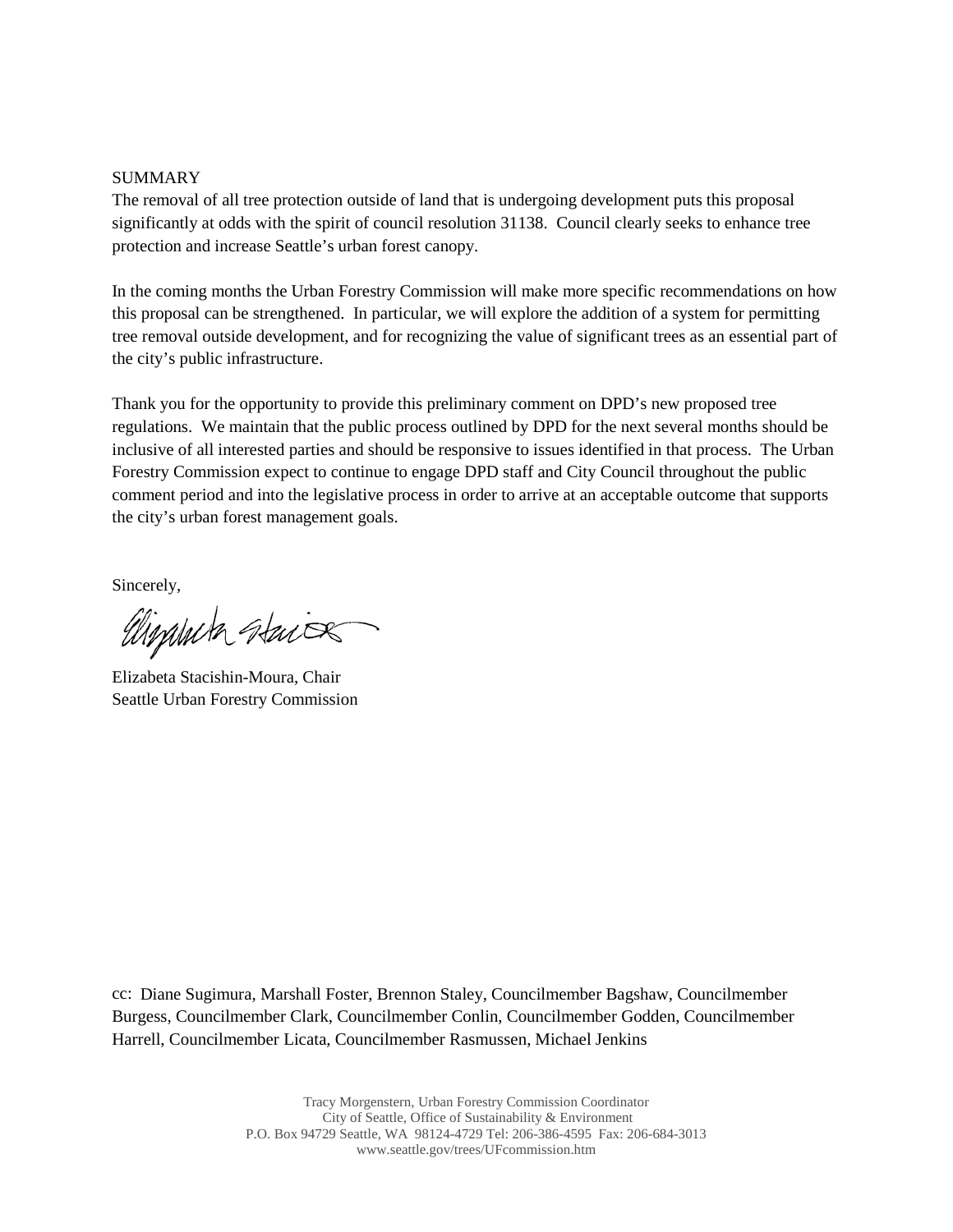SUMMARY

The removal of all tree protection outside of land that is undergoing development puts this proposal significantly at odds with the spirit of council resolution 31138. Council clearly seeks to enhance tree protection and increase Seattle's urban forest canopy.

In the coming months the Urban Forestry Commission will make more specific recommendations on how this proposal can be strengthened. In particular, we will explore the addition of a system for permitting tree removal outside development, and for recognizing the value of significant trees as an essential part of the city's public infrastructure.

Thank you for the opportunity to provide this preliminary comment on DPD's new proposed tree regulations. We maintain that the public process outlined by DPD for the next several months should be inclusive of all interested parties and should be responsive to issues identified in that process. The Urban Forestry Commission expect to continue to engage DPD staff and City Council throughout the public comment period and into the legislative process in order to arrive at an acceptable outcome that supports the city's urban forest management goals.

Sincerely,

Elizabeta Stacishin-Moura, Chair
Seattle Urban Forestry Commission

cc: Diane Sugimura, Marshall Foster, Brennon Staley, Councilmember Bagshaw, Councilmember Burgess, Councilmember Clark, Councilmember Conlin, Councilmember Godden, Councilmember Harrell, Councilmember Licata, Councilmember Rasmussen, Michael Jenkins

Tracy Morgenstern, Urban Forestry Commission Coordinator
City of Seattle, Office of Sustainability & Environment
P.O. Box 94729 Seattle, WA 98124-4729 Tel: 206-386-4595 Fax: 206-684-3013
www.seattle.gov/trees/UFcommission.htm